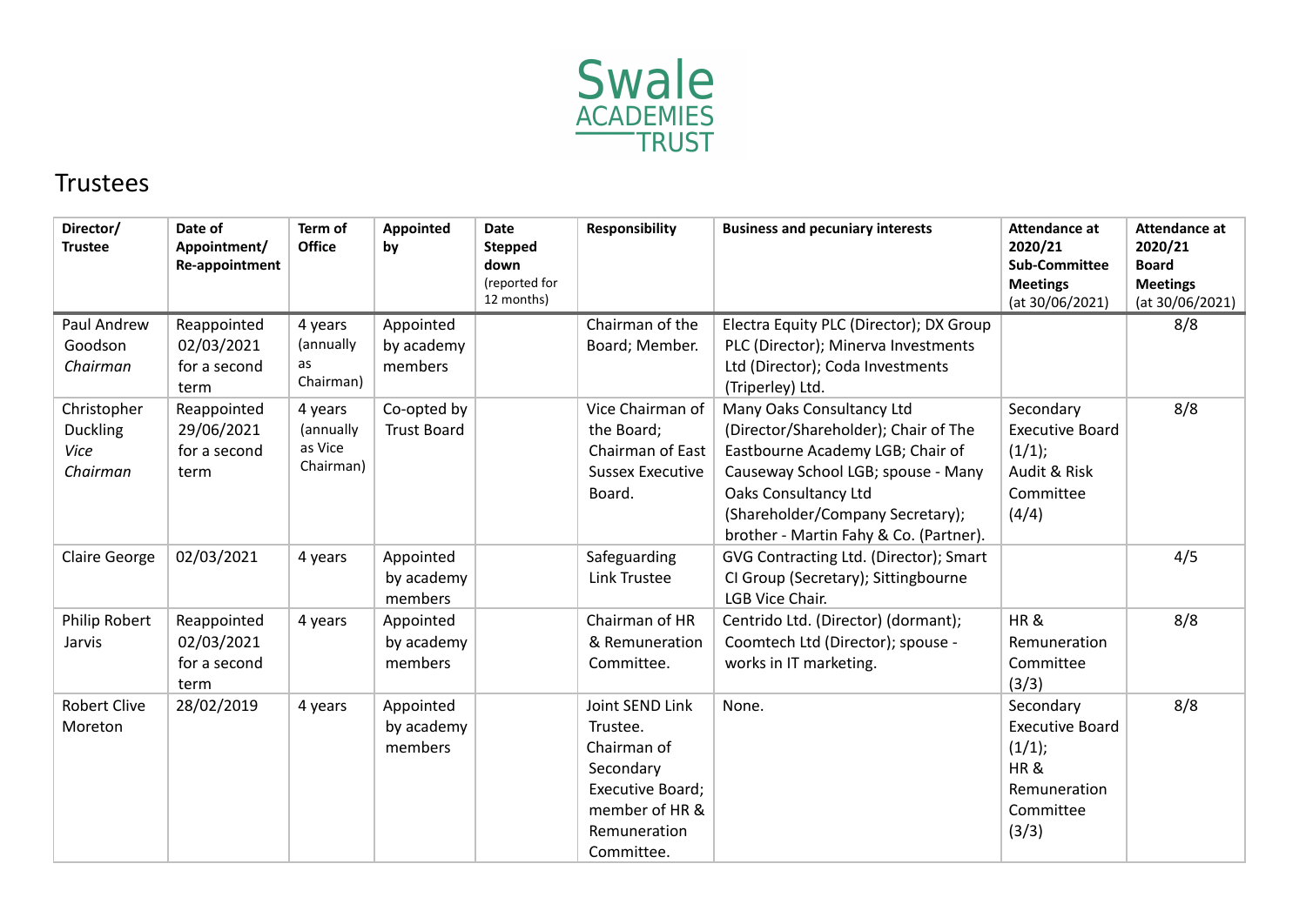Swale ACADEMIES TRUST

# Trustees

| Director/ Trustee | Date of Appointment/ Re-appointment | Term of Office | Appointed by | Date Stepped down (reported for 12 months) | Responsibility | Business and pecuniary interests | Attendance at 2020/21 Sub-Committee Meetings (at 30/06/2021) | Attendance at 2020/21 Board Meetings (at 30/06/2021) |
|---|---|---|---|---|---|---|---|---|
| Paul Andrew Goodson *Chairman* | Reappointed 02/03/2021 for a second term | 4 years (annually as Chairman) | Appointed by academy members | | Chairman of the Board; Member. | Electra Equity PLC (Director); DX Group PLC (Director); Minerva Investments Ltd (Director); Coda Investments (Triperley) Ltd. | | 8/8 |
| Christopher Duckling *Vice Chairman* | Reappointed 29/06/2021 for a second term | 4 years (annually as Vice Chairman) | Co-opted by Trust Board | | Vice Chairman of the Board; Chairman of East Sussex Executive Board. | Many Oaks Consultancy Ltd (Director/Shareholder); Chair of The Eastbourne Academy LGB; Chair of Causeway School LGB; spouse - Many Oaks Consultancy Ltd (Shareholder/Company Secretary); brother - Martin Fahy & Co. (Partner). | Secondary Executive Board (1/1); Audit & Risk Committee (4/4) | 8/8 |
| Claire George | 02/03/2021 | 4 years | Appointed by academy members | | Safeguarding Link Trustee | GVG Contracting Ltd. (Director); Smart CI Group (Secretary); Sittingbourne LGB Vice Chair. | | 4/5 |
| Philip Robert Jarvis | Reappointed 02/03/2021 for a second term | 4 years | Appointed by academy members | | Chairman of HR & Remuneration Committee. | Centrido Ltd. (Director) (dormant); Coomtech Ltd (Director); spouse - works in IT marketing. | HR & Remuneration Committee (3/3) | 8/8 |
| Robert Clive Moreton | 28/02/2019 | 4 years | Appointed by academy members | | Joint SEND Link Trustee. Chairman of Secondary Executive Board; member of HR & Remuneration Committee. | None. | Secondary Executive Board (1/1); HR & Remuneration Committee (3/3) | 8/8 |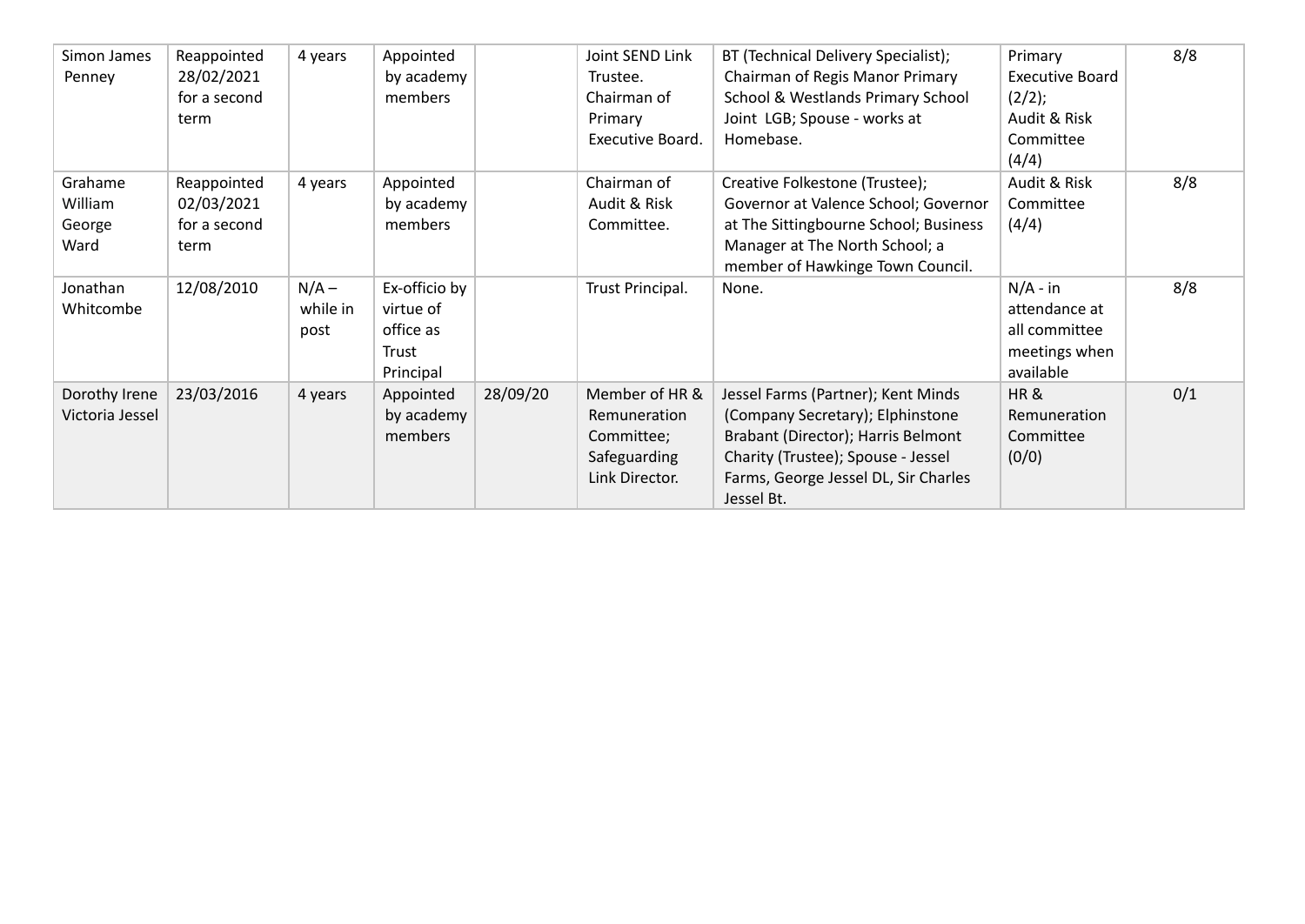| | | | | | | | | |
|---|---|---|---|---|---|---|---|---|
| Simon James Penney | Reappointed 28/02/2021 for a second term | 4 years | Appointed by academy members | | Joint SEND Link Trustee. Chairman of Primary Executive Board. | BT (Technical Delivery Specialist); Chairman of Regis Manor Primary School & Westlands Primary School Joint LGB; Spouse - works at Homebase. | Primary Executive Board (2/2); Audit & Risk Committee (4/4) | 8/8 |
| Grahame William George Ward | Reappointed 02/03/2021 for a second term | 4 years | Appointed by academy members | | Chairman of Audit & Risk Committee. | Creative Folkestone (Trustee); Governor at Valence School; Governor at The Sittingbourne School; Business Manager at The North School; a member of Hawkinge Town Council. | Audit & Risk Committee (4/4) | 8/8 |
| Jonathan Whitcombe | 12/08/2010 | N/A – while in post | Ex-officio by virtue of office as Trust Principal | | Trust Principal. | None. | N/A - in attendance at all committee meetings when available | 8/8 |
| Dorothy Irene Victoria Jessel | 23/03/2016 | 4 years | Appointed by academy members | 28/09/20 | Member of HR & Remuneration Committee; Safeguarding Link Director. | Jessel Farms (Partner); Kent Minds (Company Secretary); Elphinstone Brabant (Director); Harris Belmont Charity (Trustee); Spouse - Jessel Farms, George Jessel DL, Sir Charles Jessel Bt. | HR & Remuneration Committee (0/0) | 0/1 |